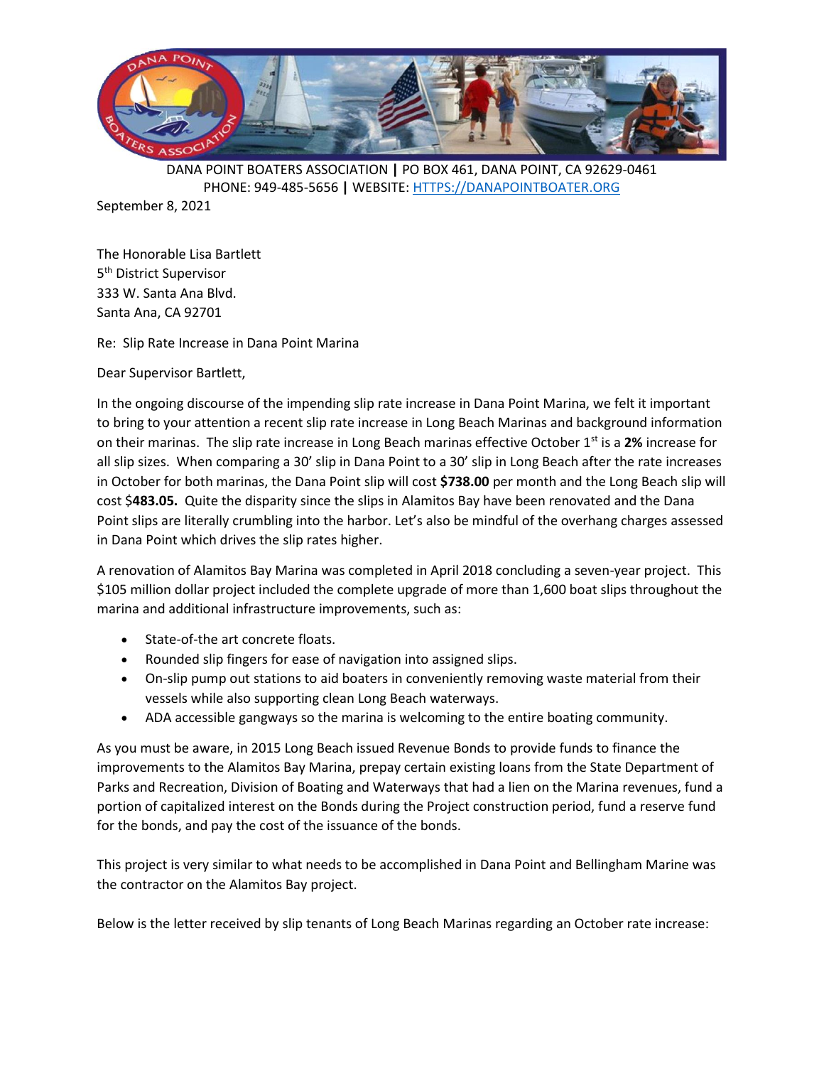DANA POINT BOATERS ASSOCIATION | PO BOX 461, DANA POINT, CA 92629-0461
PHONE: 949-485-5656 | WEBSITE: [HTTPS://DANAPOINTBOATER.ORG](https://danapointboater.org)

September 8, 2021

The Honorable Lisa Bartlett
5th District Supervisor
333 W. Santa Ana Blvd.
Santa Ana, CA 92701

Re: Slip Rate Increase in Dana Point Marina

Dear Supervisor Bartlett,

In the ongoing discourse of the impending slip rate increase in Dana Point Marina, we felt it important to bring to your attention a recent slip rate increase in Long Beach Marinas and background information on their marinas. The slip rate increase in Long Beach marinas effective October 1st is a **2%** increase for all slip sizes. When comparing a 30' slip in Dana Point to a 30' slip in Long Beach after the rate increases in October for both marinas, the Dana Point slip will cost **$738.00** per month and the Long Beach slip will cost $**483.05.** Quite the disparity since the slips in Alamitos Bay have been renovated and the Dana Point slips are literally crumbling into the harbor. Let's also be mindful of the overhang charges assessed in Dana Point which drives the slip rates higher.

A renovation of Alamitos Bay Marina was completed in April 2018 concluding a seven-year project. This $105 million dollar project included the complete upgrade of more than 1,600 boat slips throughout the marina and additional infrastructure improvements, such as:

- State-of-the art concrete floats.
- Rounded slip fingers for ease of navigation into assigned slips.
- On-slip pump out stations to aid boaters in conveniently removing waste material from their vessels while also supporting clean Long Beach waterways.
- ADA accessible gangways so the marina is welcoming to the entire boating community.

As you must be aware, in 2015 Long Beach issued Revenue Bonds to provide funds to finance the improvements to the Alamitos Bay Marina, prepay certain existing loans from the State Department of Parks and Recreation, Division of Boating and Waterways that had a lien on the Marina revenues, fund a portion of capitalized interest on the Bonds during the Project construction period, fund a reserve fund for the bonds, and pay the cost of the issuance of the bonds.

This project is very similar to what needs to be accomplished in Dana Point and Bellingham Marine was the contractor on the Alamitos Bay project.

Below is the letter received by slip tenants of Long Beach Marinas regarding an October rate increase: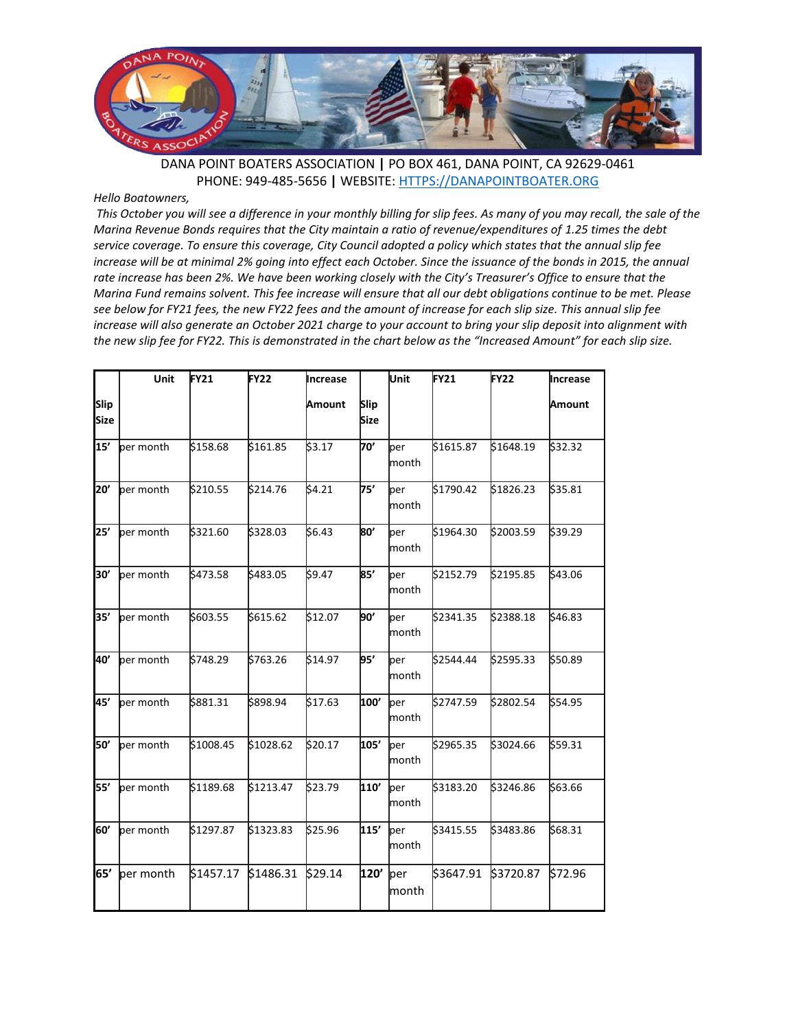DANA POINT BOATERS ASSOCIATION | PO BOX 461, DANA POINT, CA 92629-0461
PHONE: 949-485-5656 | WEBSITE: [HTTPS://DANAPOINTBOATER.ORG](https://danapointboater.org)

*Hello Boatowners,*

*This October you will see a difference in your monthly billing for slip fees. As many of you may recall, the sale of the Marina Revenue Bonds requires that the City maintain a ratio of revenue/expenditures of 1.25 times the debt service coverage. To ensure this coverage, City Council adopted a policy which states that the annual slip fee increase will be at minimal 2% going into effect each October. Since the issuance of the bonds in 2015, the annual rate increase has been 2%. We have been working closely with the City's Treasurer's Office to ensure that the Marina Fund remains solvent. This fee increase will ensure that all our debt obligations continue to be met. Please see below for FY21 fees, the new FY22 fees and the amount of increase for each slip size. This annual slip fee increase will also generate an October 2021 charge to your account to bring your slip deposit into alignment with the new slip fee for FY22. This is demonstrated in the chart below as the "Increased Amount" for each slip size.*

| Slip Size | Unit | FY21 | FY22 | Increase Amount | Slip Size | Unit | FY21 | FY22 | Increase Amount |
|---|---|---|---|---|---|---|---|---|---|
| **15'** | per month | $158.68 | $161.85 | $3.17 | **70'** | per month | $1615.87 | $1648.19 | $32.32 |
| **20'** | per month | $210.55 | $214.76 | $4.21 | **75'** | per month | $1790.42 | $1826.23 | $35.81 |
| **25'** | per month | $321.60 | $328.03 | $6.43 | **80'** | per month | $1964.30 | $2003.59 | $39.29 |
| **30'** | per month | $473.58 | $483.05 | $9.47 | **85'** | per month | $2152.79 | $2195.85 | $43.06 |
| **35'** | per month | $603.55 | $615.62 | $12.07 | **90'** | per month | $2341.35 | $2388.18 | $46.83 |
| **40'** | per month | $748.29 | $763.26 | $14.97 | **95'** | per month | $2544.44 | $2595.33 | $50.89 |
| **45'** | per month | $881.31 | $898.94 | $17.63 | **100'** | per month | $2747.59 | $2802.54 | $54.95 |
| **50'** | per month | $1008.45 | $1028.62 | $20.17 | **105'** | per month | $2965.35 | $3024.66 | $59.31 |
| **55'** | per month | $1189.68 | $1213.47 | $23.79 | **110'** | per month | $3183.20 | $3246.86 | $63.66 |
| **60'** | per month | $1297.87 | $1323.83 | $25.96 | **115'** | per month | $3415.55 | $3483.86 | $68.31 |
| **65'** | per month | $1457.17 | $1486.31 | $29.14 | **120'** | per month | $3647.91 | $3720.87 | $72.96 |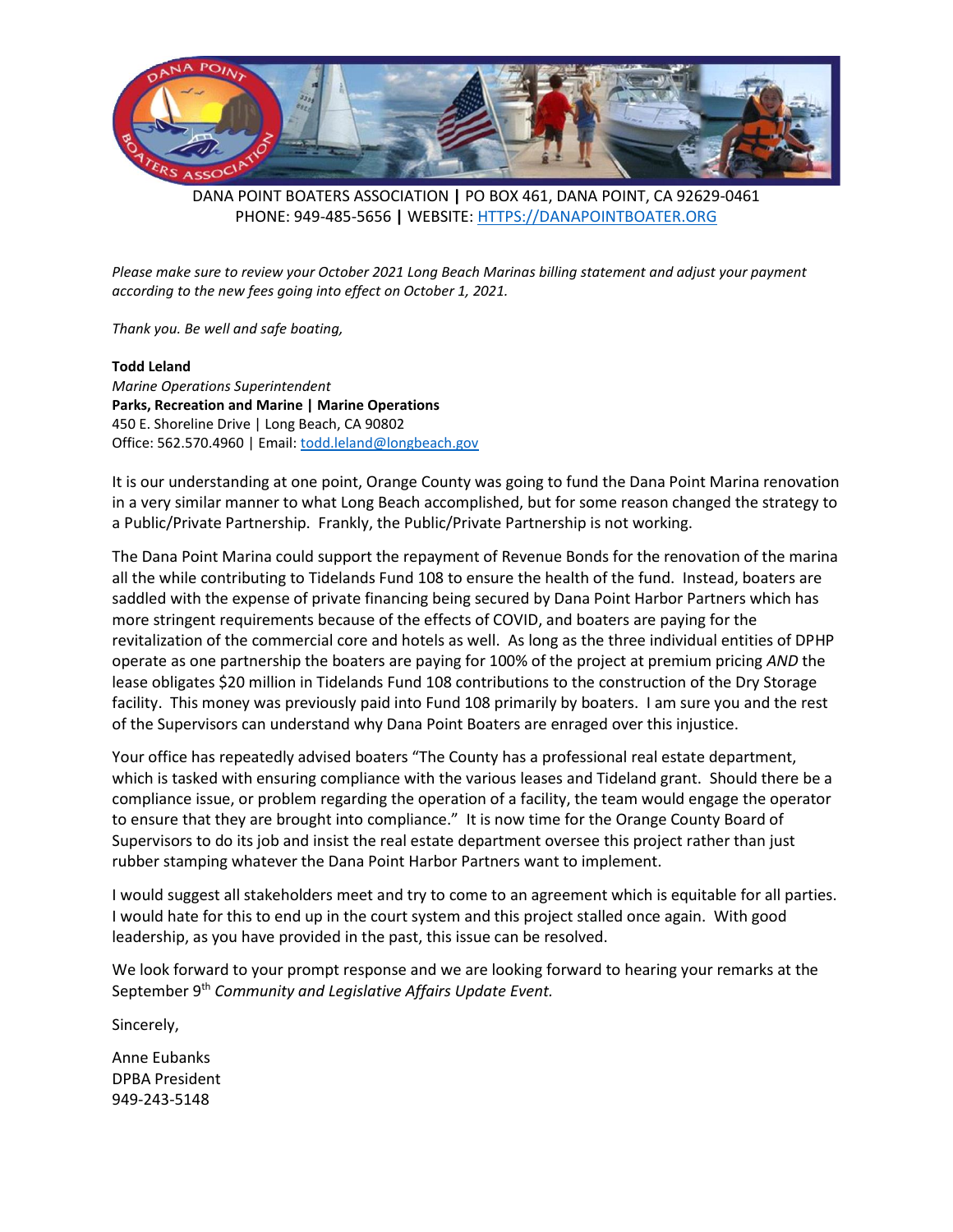DANA POINT BOATERS ASSOCIATION | PO BOX 461, DANA POINT, CA 92629-0461
PHONE: 949-485-5656 | WEBSITE: [HTTPS://DANAPOINTBOATER.ORG](https://danapointboater.org)

*Please make sure to review your October 2021 Long Beach Marinas billing statement and adjust your payment according to the new fees going into effect on October 1, 2021.*

*Thank you. Be well and safe boating,*

**Todd Leland**
*Marine Operations Superintendent*
**Parks, Recreation and Marine | Marine Operations**
450 E. Shoreline Drive | Long Beach, CA 90802
Office: 562.570.4960 | Email: todd.leland@longbeach.gov

It is our understanding at one point, Orange County was going to fund the Dana Point Marina renovation in a very similar manner to what Long Beach accomplished, but for some reason changed the strategy to a Public/Private Partnership. Frankly, the Public/Private Partnership is not working.

The Dana Point Marina could support the repayment of Revenue Bonds for the renovation of the marina all the while contributing to Tidelands Fund 108 to ensure the health of the fund. Instead, boaters are saddled with the expense of private financing being secured by Dana Point Harbor Partners which has more stringent requirements because of the effects of COVID, and boaters are paying for the revitalization of the commercial core and hotels as well. As long as the three individual entities of DPHP operate as one partnership the boaters are paying for 100% of the project at premium pricing *AND* the lease obligates $20 million in Tidelands Fund 108 contributions to the construction of the Dry Storage facility. This money was previously paid into Fund 108 primarily by boaters. I am sure you and the rest of the Supervisors can understand why Dana Point Boaters are enraged over this injustice.

Your office has repeatedly advised boaters "The County has a professional real estate department, which is tasked with ensuring compliance with the various leases and Tideland grant. Should there be a compliance issue, or problem regarding the operation of a facility, the team would engage the operator to ensure that they are brought into compliance." It is now time for the Orange County Board of Supervisors to do its job and insist the real estate department oversee this project rather than just rubber stamping whatever the Dana Point Harbor Partners want to implement.

I would suggest all stakeholders meet and try to come to an agreement which is equitable for all parties. I would hate for this to end up in the court system and this project stalled once again. With good leadership, as you have provided in the past, this issue can be resolved.

We look forward to your prompt response and we are looking forward to hearing your remarks at the September 9th *Community and Legislative Affairs Update Event.*

Sincerely,

Anne Eubanks
DPBA President
949-243-5148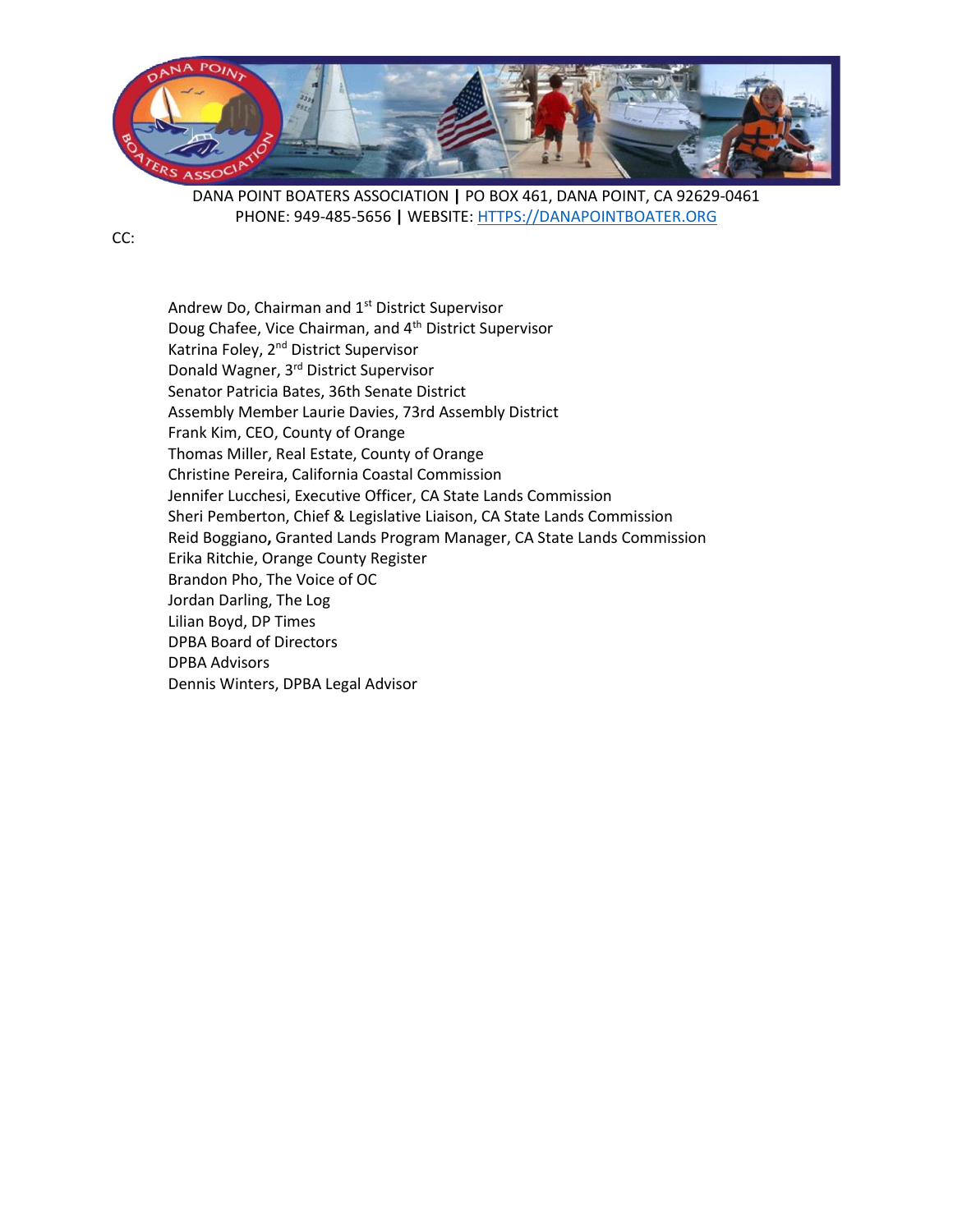DANA POINT BOATERS ASSOCIATION | PO BOX 461, DANA POINT, CA 92629-0461
PHONE: 949-485-5656 | WEBSITE: HTTPS://DANAPOINTBOATER.ORG

CC:

Andrew Do, Chairman and 1st District Supervisor
Doug Chafee, Vice Chairman, and 4th District Supervisor
Katrina Foley, 2nd District Supervisor
Donald Wagner, 3rd District Supervisor
Senator Patricia Bates, 36th Senate District
Assembly Member Laurie Davies, 73rd Assembly District
Frank Kim, CEO, County of Orange
Thomas Miller, Real Estate, County of Orange
Christine Pereira, California Coastal Commission
Jennifer Lucchesi, Executive Officer, CA State Lands Commission
Sheri Pemberton, Chief & Legislative Liaison, CA State Lands Commission
Reid Boggiano**,** Granted Lands Program Manager, CA State Lands Commission
Erika Ritchie, Orange County Register
Brandon Pho, The Voice of OC
Jordan Darling, The Log
Lilian Boyd, DP Times
DPBA Board of Directors
DPBA Advisors
Dennis Winters, DPBA Legal Advisor